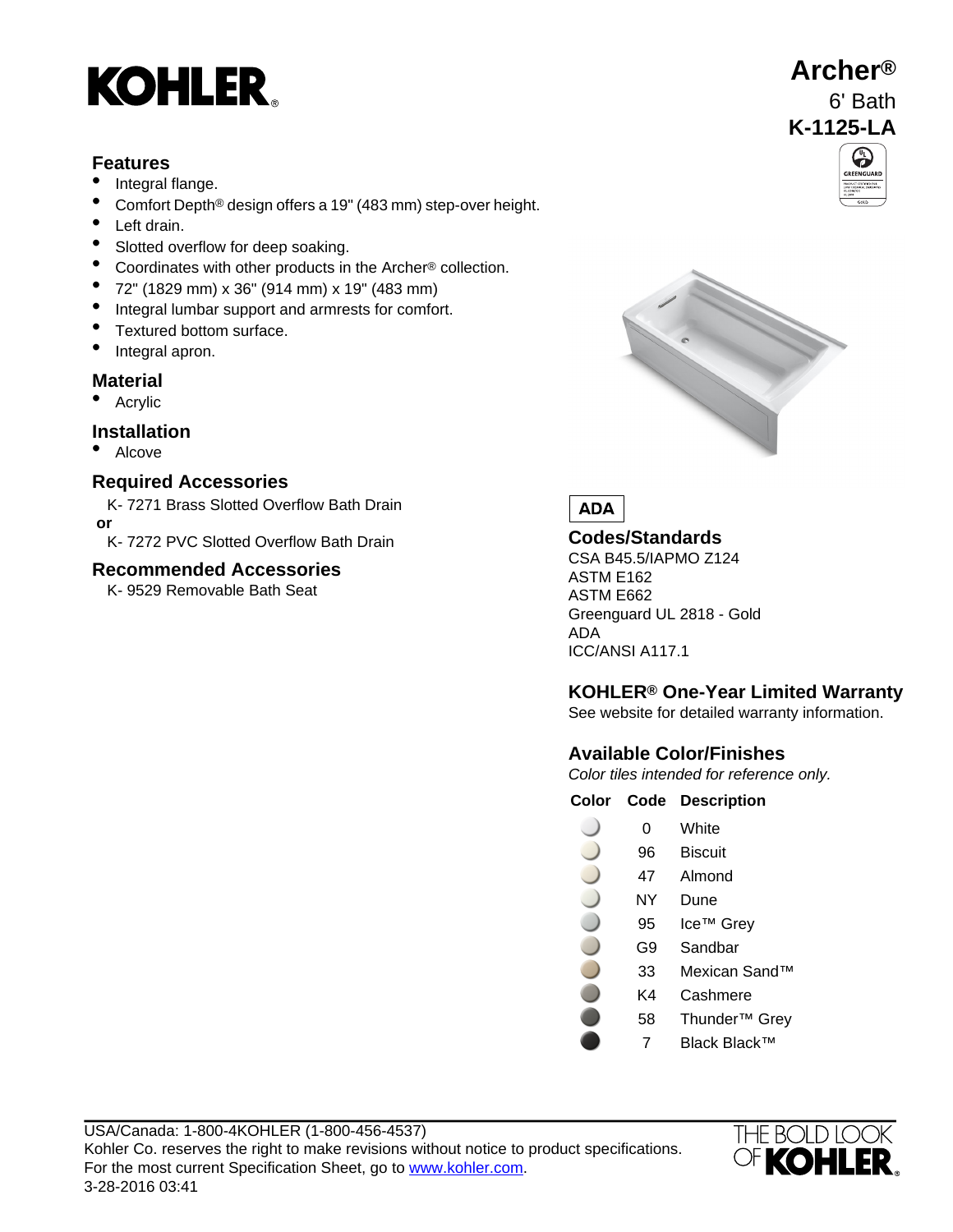# KOHLER

## Archer®
6' Bath
**K-1125-LA**

### Features

- Integral flange.
- Comfort Depth® design offers a 19" (483 mm) step-over height.
- Left drain.
- Slotted overflow for deep soaking.
- Coordinates with other products in the Archer® collection.
- 72" (1829 mm) x 36" (914 mm) x 19" (483 mm)
- Integral lumbar support and armrests for comfort.
- Textured bottom surface.
- Integral apron.

### Material

- Acrylic

### Installation

- Alcove

### Required Accessories

K- 7271 Brass Slotted Overflow Bath Drain
**or**
K- 7272 PVC Slotted Overflow Bath Drain

### Recommended Accessories

K- 9529 Removable Bath Seat

**ADA**

### Codes/Standards

CSA B45.5/IAPMO Z124
ASTM E162
ASTM E662
Greenguard UL 2818 - Gold
ADA
ICC/ANSI A117.1

### KOHLER® One-Year Limited Warranty

See website for detailed warranty information.

### Available Color/Finishes

*Color tiles intended for reference only.*

| Color | Code | Description |
|---|---|---|
| | 0 | White |
| | 96 | Biscuit |
| | 47 | Almond |
| | NY | Dune |
| | 95 | Ice™ Grey |
| | G9 | Sandbar |
| | 33 | Mexican Sand™ |
| | K4 | Cashmere |
| | 58 | Thunder™ Grey |
| | 7 | Black Black™ |

USA/Canada: 1-800-4KOHLER (1-800-456-4537)
Kohler Co. reserves the right to make revisions without notice to product specifications.
For the most current Specification Sheet, go to www.kohler.com.
3-28-2016 03:41

THE BOLD LOOK OF KOHLER.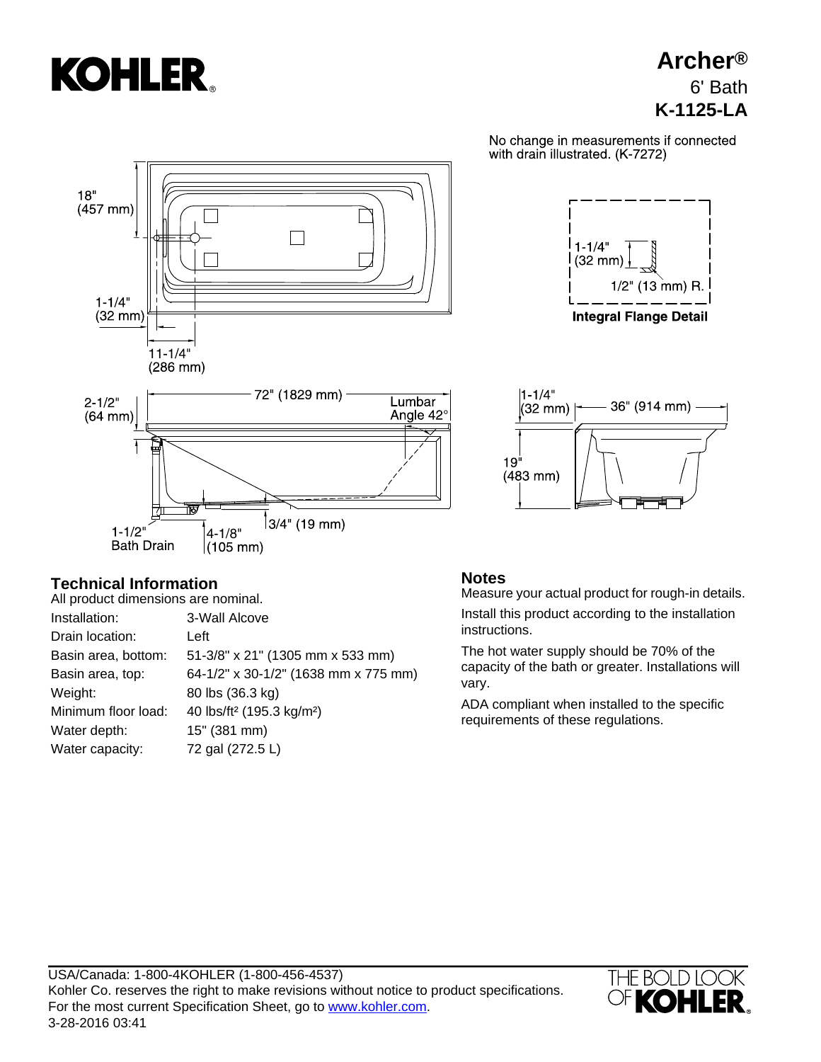# Archer®

6' Bath

**K-1125-LA**

No change in measurements if connected with drain illustrated. (K-7272)

18" (457 mm)

1-1/4" (32 mm)

11-1/4" (286 mm)

1-1/4" (32 mm)

1/2" (13 mm) R.

**Integral Flange Detail**

2-1/2" (64 mm)

72" (1829 mm)

Lumbar Angle 42°

1-1/2" Bath Drain

4-1/8" (105 mm)

3/4" (19 mm)

1-1/4" (32 mm)

36" (914 mm)

19" (483 mm)

## Technical Information

All product dimensions are nominal.

| | |
|---|---|
| Installation: | 3-Wall Alcove |
| Drain location: | Left |
| Basin area, bottom: | 51-3/8" x 21" (1305 mm x 533 mm) |
| Basin area, top: | 64-1/2" x 30-1/2" (1638 mm x 775 mm) |
| Weight: | 80 lbs (36.3 kg) |
| Minimum floor load: | 40 lbs/ft$^2$ (195.3 kg/m$^2$) |
| Water depth: | 15" (381 mm) |
| Water capacity: | 72 gal (272.5 L) |

## Notes

Measure your actual product for rough-in details.

Install this product according to the installation instructions.

The hot water supply should be 70% of the capacity of the bath or greater. Installations will vary.

ADA compliant when installed to the specific requirements of these regulations.

USA/Canada: 1-800-4KOHLER (1-800-456-4537)
Kohler Co. reserves the right to make revisions without notice to product specifications.
For the most current Specification Sheet, go to www.kohler.com.
3-28-2016 03:41